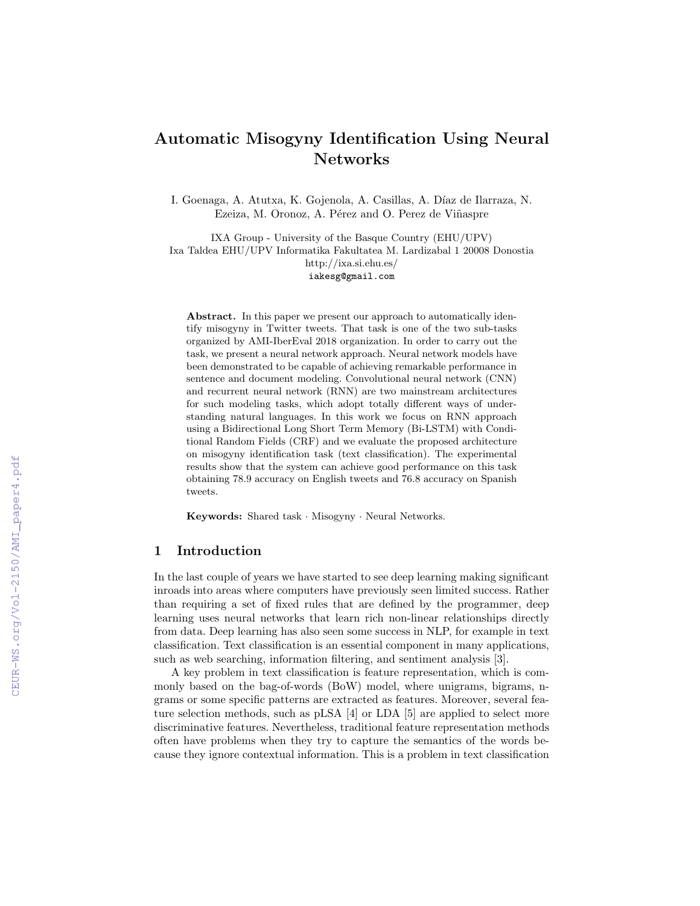# Automatic Misogyny Identification Using Neural Networks

I. Goenaga, A. Atutxa, K. Gojenola, A. Casillas, A. Díaz de Ilarraza, N. Ezeiza, M. Oronoz, A. Pérez and O. Perez de Viñaspre

IXA Group - University of the Basque Country (EHU/UPV)
Ixa Taldea EHU/UPV Informatika Fakultatea M. Lardizabal 1 20008 Donostia
http://ixa.si.ehu.es/
iakesg@gmail.com

**Abstract.** In this paper we present our approach to automatically identify misogyny in Twitter tweets. That task is one of the two sub-tasks organized by AMI-IberEval 2018 organization. In order to carry out the task, we present a neural network approach. Neural network models have been demonstrated to be capable of achieving remarkable performance in sentence and document modeling. Convolutional neural network (CNN) and recurrent neural network (RNN) are two mainstream architectures for such modeling tasks, which adopt totally different ways of understanding natural languages. In this work we focus on RNN approach using a Bidirectional Long Short Term Memory (Bi-LSTM) with Conditional Random Fields (CRF) and we evaluate the proposed architecture on misogyny identification task (text classification). The experimental results show that the system can achieve good performance on this task obtaining 78.9 accuracy on English tweets and 76.8 accuracy on Spanish tweets.

**Keywords:** Shared task · Misogyny · Neural Networks.

## 1 Introduction

In the last couple of years we have started to see deep learning making significant inroads into areas where computers have previously seen limited success. Rather than requiring a set of fixed rules that are defined by the programmer, deep learning uses neural networks that learn rich non-linear relationships directly from data. Deep learning has also seen some success in NLP, for example in text classification. Text classification is an essential component in many applications, such as web searching, information filtering, and sentiment analysis [3].

A key problem in text classification is feature representation, which is commonly based on the bag-of-words (BoW) model, where unigrams, bigrams, n-grams or some specific patterns are extracted as features. Moreover, several feature selection methods, such as pLSA [4] or LDA [5] are applied to select more discriminative features. Nevertheless, traditional feature representation methods often have problems when they try to capture the semantics of the words because they ignore contextual information. This is a problem in text classification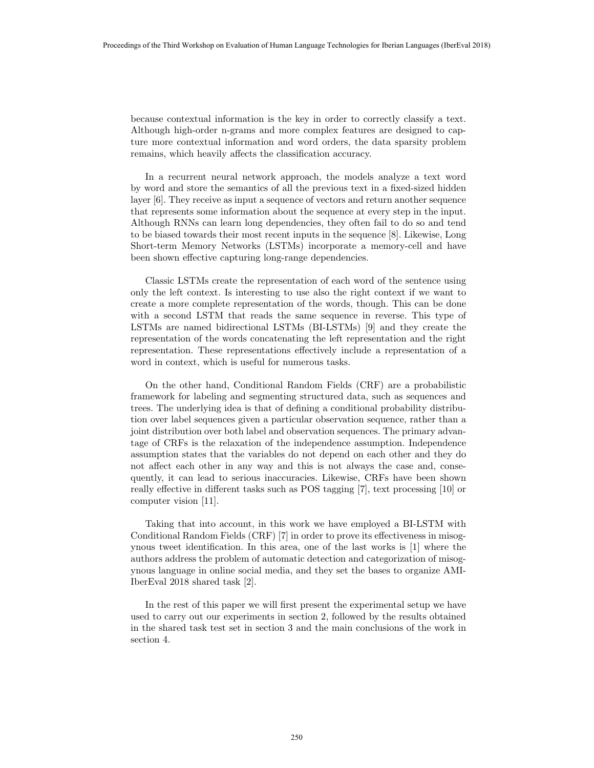because contextual information is the key in order to correctly classify a text. Although high-order n-grams and more complex features are designed to capture more contextual information and word orders, the data sparsity problem remains, which heavily affects the classification accuracy.

In a recurrent neural network approach, the models analyze a text word by word and store the semantics of all the previous text in a fixed-sized hidden layer [6]. They receive as input a sequence of vectors and return another sequence that represents some information about the sequence at every step in the input. Although RNNs can learn long dependencies, they often fail to do so and tend to be biased towards their most recent inputs in the sequence [8]. Likewise, Long Short-term Memory Networks (LSTMs) incorporate a memory-cell and have been shown effective capturing long-range dependencies.

Classic LSTMs create the representation of each word of the sentence using only the left context. Is interesting to use also the right context if we want to create a more complete representation of the words, though. This can be done with a second LSTM that reads the same sequence in reverse. This type of LSTMs are named bidirectional LSTMs (BI-LSTMs) [9] and they create the representation of the words concatenating the left representation and the right representation. These representations effectively include a representation of a word in context, which is useful for numerous tasks.

On the other hand, Conditional Random Fields (CRF) are a probabilistic framework for labeling and segmenting structured data, such as sequences and trees. The underlying idea is that of defining a conditional probability distribution over label sequences given a particular observation sequence, rather than a joint distribution over both label and observation sequences. The primary advantage of CRFs is the relaxation of the independence assumption. Independence assumption states that the variables do not depend on each other and they do not affect each other in any way and this is not always the case and, consequently, it can lead to serious inaccuracies. Likewise, CRFs have been shown really effective in different tasks such as POS tagging [7], text processing [10] or computer vision [11].

Taking that into account, in this work we have employed a BI-LSTM with Conditional Random Fields (CRF) [7] in order to prove its effectiveness in misogynous tweet identification. In this area, one of the last works is [1] where the authors address the problem of automatic detection and categorization of misogynous language in online social media, and they set the bases to organize AMI-IberEval 2018 shared task [2].

In the rest of this paper we will first present the experimental setup we have used to carry out our experiments in section 2, followed by the results obtained in the shared task test set in section 3 and the main conclusions of the work in section 4.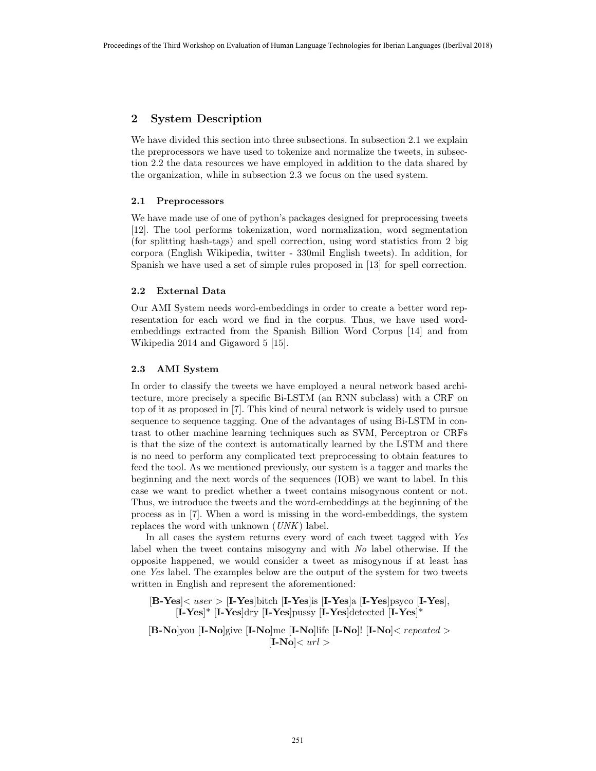## 2 System Description

We have divided this section into three subsections. In subsection 2.1 we explain the preprocessors we have used to tokenize and normalize the tweets, in subsection 2.2 the data resources we have employed in addition to the data shared by the organization, while in subsection 2.3 we focus on the used system.

### 2.1 Preprocessors

We have made use of one of python's packages designed for preprocessing tweets [12]. The tool performs tokenization, word normalization, word segmentation (for splitting hash-tags) and spell correction, using word statistics from 2 big corpora (English Wikipedia, twitter - 330mil English tweets). In addition, for Spanish we have used a set of simple rules proposed in [13] for spell correction.

### 2.2 External Data

Our AMI System needs word-embeddings in order to create a better word representation for each word we find in the corpus. Thus, we have used word-embeddings extracted from the Spanish Billion Word Corpus [14] and from Wikipedia 2014 and Gigaword 5 [15].

### 2.3 AMI System

In order to classify the tweets we have employed a neural network based architecture, more precisely a specific Bi-LSTM (an RNN subclass) with a CRF on top of it as proposed in [7]. This kind of neural network is widely used to pursue sequence to sequence tagging. One of the advantages of using Bi-LSTM in contrast to other machine learning techniques such as SVM, Perceptron or CRFs is that the size of the context is automatically learned by the LSTM and there is no need to perform any complicated text preprocessing to obtain features to feed the tool. As we mentioned previously, our system is a tagger and marks the beginning and the next words of the sequences (IOB) we want to label. In this case we want to predict whether a tweet contains misogynous content or not. Thus, we introduce the tweets and the word-embeddings at the beginning of the process as in [7]. When a word is missing in the word-embeddings, the system replaces the word with unknown (*UNK*) label.

In all cases the system returns every word of each tweet tagged with *Yes* label when the tweet contains misogyny and with *No* label otherwise. If the opposite happened, we would consider a tweet as misogynous if at least has one *Yes* label. The examples below are the output of the system for two tweets written in English and represent the aforementioned:

[**B-Yes**]< *user* > [**I-Yes**]bitch [**I-Yes**]is [**I-Yes**]a [**I-Yes**]psyco [**I-Yes**], [**I-Yes**]* [**I-Yes**]dry [**I-Yes**]pussy [**I-Yes**]detected [**I-Yes**]*

[**B-No**]you [**I-No**]give [**I-No**]me [**I-No**]life [**I-No**]! [**I-No**]< *repeated* > [**I-No**]< *url* >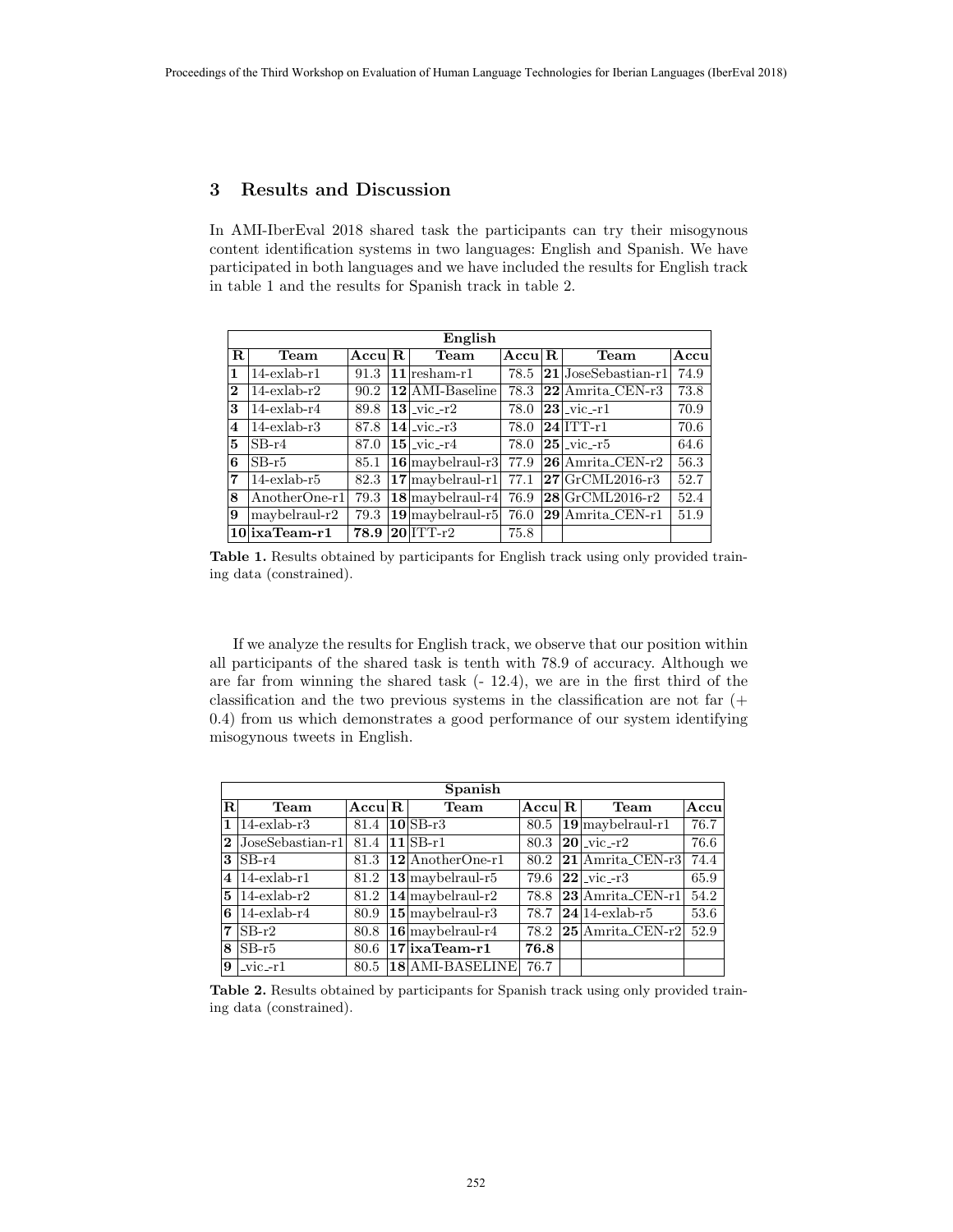## 3 Results and Discussion

In AMI-IberEval 2018 shared task the participants can try their misogynous content identification systems in two languages: English and Spanish. We have participated in both languages and we have included the results for English track in table 1 and the results for Spanish track in table 2.

| English | | | | | | | | |
|---|---|---|---|---|---|---|---|---|
| **R** | **Team** | **Accu** | **R** | **Team** | **Accu** | **R** | **Team** | **Accu** |
| **1** | 14-exlab-r1 | 91.3 | **11** | resham-r1 | 78.5 | **21** | JoseSebastian-r1 | 74.9 |
| **2** | 14-exlab-r2 | 90.2 | **12** | AMI-Baseline | 78.3 | **22** | Amrita_CEN-r3 | 73.8 |
| **3** | 14-exlab-r4 | 89.8 | **13** | _vic_-r2 | 78.0 | **23** | _vic_-r1 | 70.9 |
| **4** | 14-exlab-r3 | 87.8 | **14** | _vic_-r3 | 78.0 | **24** | ITT-r1 | 70.6 |
| **5** | SB-r4 | 87.0 | **15** | _vic_-r4 | 78.0 | **25** | _vic_-r5 | 64.6 |
| **6** | SB-r5 | 85.1 | **16** | maybelraul-r3 | 77.9 | **26** | Amrita_CEN-r2 | 56.3 |
| **7** | 14-exlab-r5 | 82.3 | **17** | maybelraul-r1 | 77.1 | **27** | GrCML2016-r3 | 52.7 |
| **8** | AnotherOne-r1 | 79.3 | **18** | maybelraul-r4 | 76.9 | **28** | GrCML2016-r2 | 52.4 |
| **9** | maybelraul-r2 | 79.3 | **19** | maybelraul-r5 | 76.0 | **29** | Amrita_CEN-r1 | 51.9 |
| **10** | **ixaTeam-r1** | **78.9** | **20** | ITT-r2 | 75.8 | | | |

**Table 1.** Results obtained by participants for English track using only provided training data (constrained).

If we analyze the results for English track, we observe that our position within all participants of the shared task is tenth with 78.9 of accuracy. Although we are far from winning the shared task (- 12.4), we are in the first third of the classification and the two previous systems in the classification are not far (+ 0.4) from us which demonstrates a good performance of our system identifying misogynous tweets in English.

| Spanish | | | | | | | | |
|---|---|---|---|---|---|---|---|---|
| **R** | **Team** | **Accu** | **R** | **Team** | **Accu** | **R** | **Team** | **Accu** |
| **1** | 14-exlab-r3 | 81.4 | **10** | SB-r3 | 80.5 | **19** | maybelraul-r1 | 76.7 |
| **2** | JoseSebastian-r1 | 81.4 | **11** | SB-r1 | 80.3 | **20** | _vic_-r2 | 76.6 |
| **3** | SB-r4 | 81.3 | **12** | AnotherOne-r1 | 80.2 | **21** | Amrita_CEN-r3 | 74.4 |
| **4** | 14-exlab-r1 | 81.2 | **13** | maybelraul-r5 | 79.6 | **22** | _vic_-r3 | 65.9 |
| **5** | 14-exlab-r2 | 81.2 | **14** | maybelraul-r2 | 78.8 | **23** | Amrita_CEN-r1 | 54.2 |
| **6** | 14-exlab-r4 | 80.9 | **15** | maybelraul-r3 | 78.7 | **24** | 14-exlab-r5 | 53.6 |
| **7** | SB-r2 | 80.8 | **16** | maybelraul-r4 | 78.2 | **25** | Amrita_CEN-r2 | 52.9 |
| **8** | SB-r5 | 80.6 | **17** | **ixaTeam-r1** | **76.8** | | | |
| **9** | _vic_-r1 | 80.5 | **18** | AMI-BASELINE | 76.7 | | | |

**Table 2.** Results obtained by participants for Spanish track using only provided training data (constrained).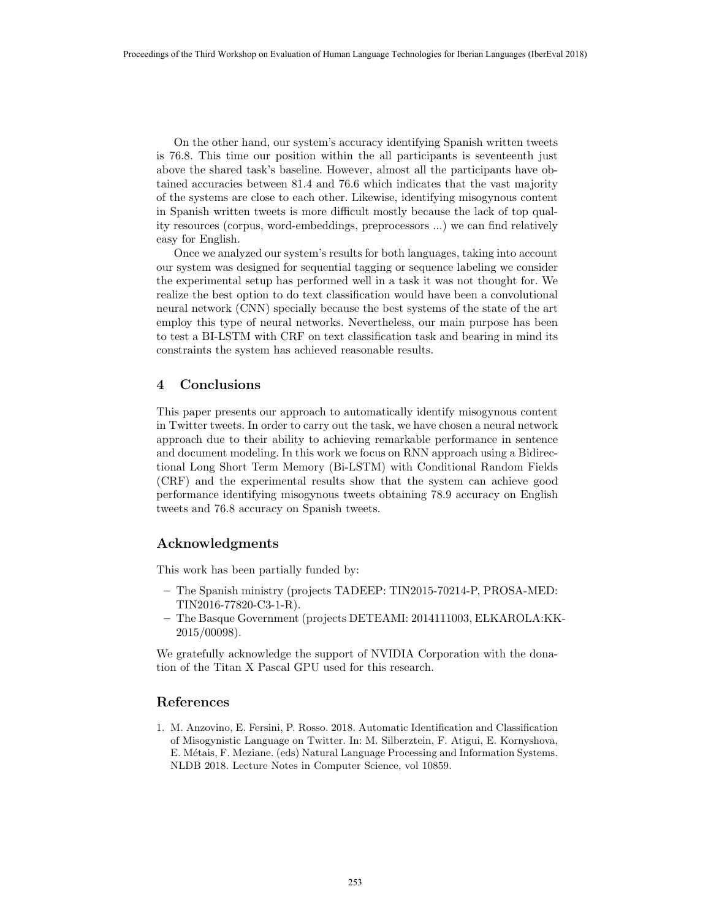On the other hand, our system's accuracy identifying Spanish written tweets is 76.8. This time our position within the all participants is seventeenth just above the shared task's baseline. However, almost all the participants have obtained accuracies between 81.4 and 76.6 which indicates that the vast majority of the systems are close to each other. Likewise, identifying misogynous content in Spanish written tweets is more difficult mostly because the lack of top quality resources (corpus, word-embeddings, preprocessors ...) we can find relatively easy for English.

Once we analyzed our system's results for both languages, taking into account our system was designed for sequential tagging or sequence labeling we consider the experimental setup has performed well in a task it was not thought for. We realize the best option to do text classification would have been a convolutional neural network (CNN) specially because the best systems of the state of the art employ this type of neural networks. Nevertheless, our main purpose has been to test a BI-LSTM with CRF on text classification task and bearing in mind its constraints the system has achieved reasonable results.

## 4 Conclusions

This paper presents our approach to automatically identify misogynous content in Twitter tweets. In order to carry out the task, we have chosen a neural network approach due to their ability to achieving remarkable performance in sentence and document modeling. In this work we focus on RNN approach using a Bidirectional Long Short Term Memory (Bi-LSTM) with Conditional Random Fields (CRF) and the experimental results show that the system can achieve good performance identifying misogynous tweets obtaining 78.9 accuracy on English tweets and 76.8 accuracy on Spanish tweets.

## Acknowledgments

This work has been partially funded by:

- The Spanish ministry (projects TADEEP: TIN2015-70214-P, PROSA-MED: TIN2016-77820-C3-1-R).
- The Basque Government (projects DETEAMI: 2014111003, ELKAROLA:KK-2015/00098).

We gratefully acknowledge the support of NVIDIA Corporation with the donation of the Titan X Pascal GPU used for this research.

## References

1. M. Anzovino, E. Fersini, P. Rosso. 2018. Automatic Identification and Classification of Misogynistic Language on Twitter. In: M. Silberztein, F. Atigui, E. Kornyshova, E. Métais, F. Meziane. (eds) Natural Language Processing and Information Systems. NLDB 2018. Lecture Notes in Computer Science, vol 10859.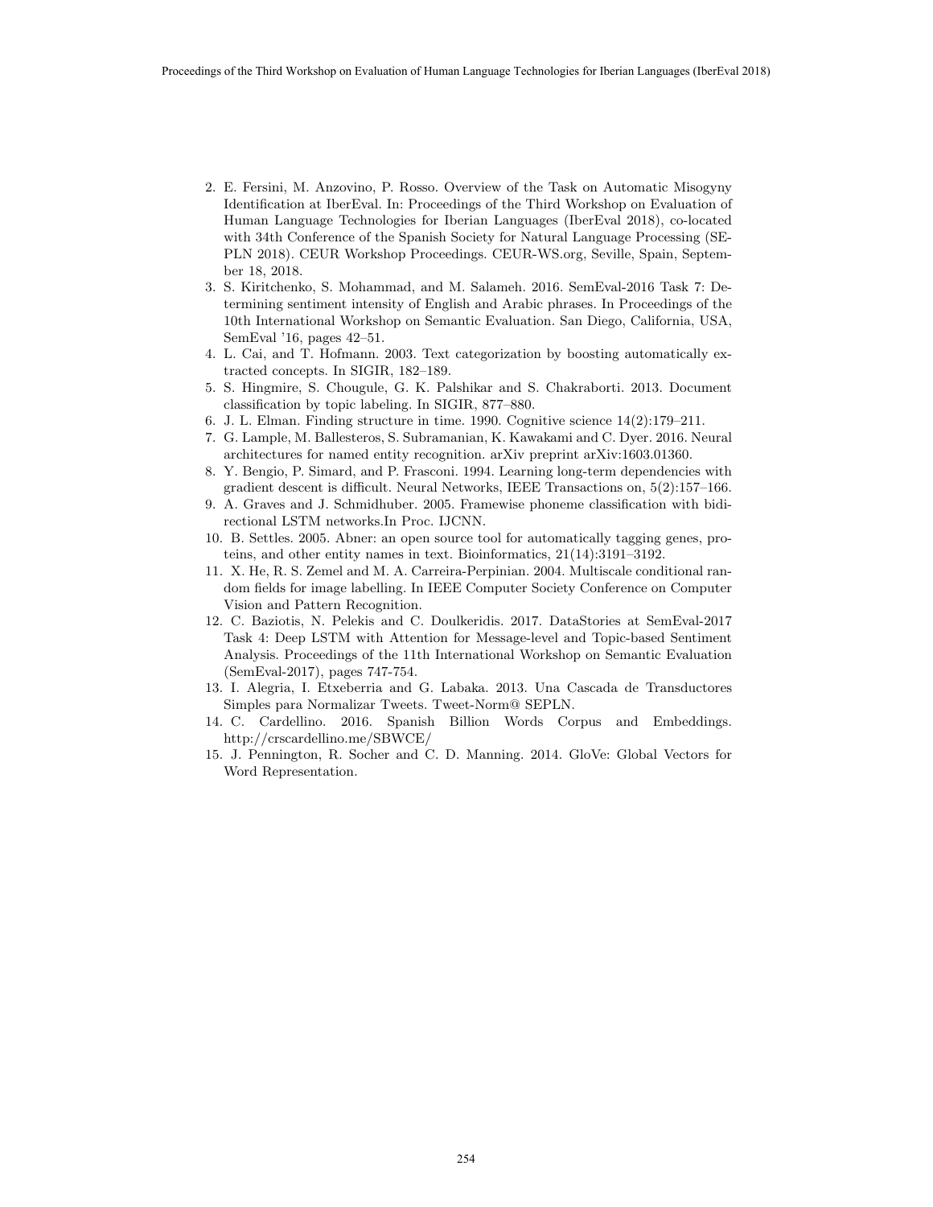2. E. Fersini, M. Anzovino, P. Rosso. Overview of the Task on Automatic Misogyny Identification at IberEval. In: Proceedings of the Third Workshop on Evaluation of Human Language Technologies for Iberian Languages (IberEval 2018), co-located with 34th Conference of the Spanish Society for Natural Language Processing (SEPLN 2018). CEUR Workshop Proceedings. CEUR-WS.org, Seville, Spain, September 18, 2018.
3. S. Kiritchenko, S. Mohammad, and M. Salameh. 2016. SemEval-2016 Task 7: Determining sentiment intensity of English and Arabic phrases. In Proceedings of the 10th International Workshop on Semantic Evaluation. San Diego, California, USA, SemEval '16, pages 42–51.
4. L. Cai, and T. Hofmann. 2003. Text categorization by boosting automatically extracted concepts. In SIGIR, 182–189.
5. S. Hingmire, S. Chougule, G. K. Palshikar and S. Chakraborti. 2013. Document classification by topic labeling. In SIGIR, 877–880.
6. J. L. Elman. Finding structure in time. 1990. Cognitive science 14(2):179–211.
7. G. Lample, M. Ballesteros, S. Subramanian, K. Kawakami and C. Dyer. 2016. Neural architectures for named entity recognition. arXiv preprint arXiv:1603.01360.
8. Y. Bengio, P. Simard, and P. Frasconi. 1994. Learning long-term dependencies with gradient descent is difficult. Neural Networks, IEEE Transactions on, 5(2):157–166.
9. A. Graves and J. Schmidhuber. 2005. Framewise phoneme classification with bidirectional LSTM networks.In Proc. IJCNN.
10. B. Settles. 2005. Abner: an open source tool for automatically tagging genes, proteins, and other entity names in text. Bioinformatics, 21(14):3191–3192.
11. X. He, R. S. Zemel and M. A. Carreira-Perpinian. 2004. Multiscale conditional random fields for image labelling. In IEEE Computer Society Conference on Computer Vision and Pattern Recognition.
12. C. Baziotis, N. Pelekis and C. Doulkeridis. 2017. DataStories at SemEval-2017 Task 4: Deep LSTM with Attention for Message-level and Topic-based Sentiment Analysis. Proceedings of the 11th International Workshop on Semantic Evaluation (SemEval-2017), pages 747-754.
13. I. Alegria, I. Etxeberria and G. Labaka. 2013. Una Cascada de Transductores Simples para Normalizar Tweets. Tweet-Norm@ SEPLN.
14. C. Cardellino. 2016. Spanish Billion Words Corpus and Embeddings. http://crscardellino.me/SBWCE/
15. J. Pennington, R. Socher and C. D. Manning. 2014. GloVe: Global Vectors for Word Representation.